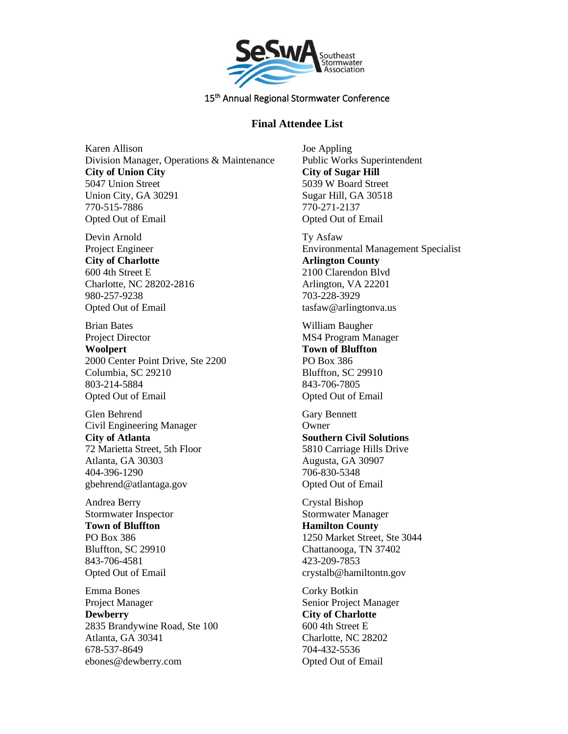SeSwA Southeast Stormwater Association

15th Annual Regional Stormwater Conference

## Final Attendee List

Karen Allison
Division Manager, Operations & Maintenance
**City of Union City**
5047 Union Street
Union City, GA 30291
770-515-7886
Opted Out of Email

Devin Arnold
Project Engineer
**City of Charlotte**
600 4th Street E
Charlotte, NC 28202-2816
980-257-9238
Opted Out of Email

Brian Bates
Project Director
**Woolpert**
2000 Center Point Drive, Ste 2200
Columbia, SC 29210
803-214-5884
Opted Out of Email

Glen Behrend
Civil Engineering Manager
**City of Atlanta**
72 Marietta Street, 5th Floor
Atlanta, GA 30303
404-396-1290
gbehrend@atlantaga.gov

Andrea Berry
Stormwater Inspector
**Town of Bluffton**
PO Box 386
Bluffton, SC 29910
843-706-4581
Opted Out of Email

Emma Bones
Project Manager
**Dewberry**
2835 Brandywine Road, Ste 100
Atlanta, GA 30341
678-537-8649
ebones@dewberry.com

Joe Appling
Public Works Superintendent
**City of Sugar Hill**
5039 W Board Street
Sugar Hill, GA 30518
770-271-2137
Opted Out of Email

Ty Asfaw
Environmental Management Specialist
**Arlington County**
2100 Clarendon Blvd
Arlington, VA 22201
703-228-3929
tasfaw@arlingtonva.us

William Baugher
MS4 Program Manager
**Town of Bluffton**
PO Box 386
Bluffton, SC 29910
843-706-7805
Opted Out of Email

Gary Bennett
Owner
**Southern Civil Solutions**
5810 Carriage Hills Drive
Augusta, GA 30907
706-830-5348
Opted Out of Email

Crystal Bishop
Stormwater Manager
**Hamilton County**
1250 Market Street, Ste 3044
Chattanooga, TN 37402
423-209-7853
crystalb@hamiltontn.gov

Corky Botkin
Senior Project Manager
**City of Charlotte**
600 4th Street E
Charlotte, NC 28202
704-432-5536
Opted Out of Email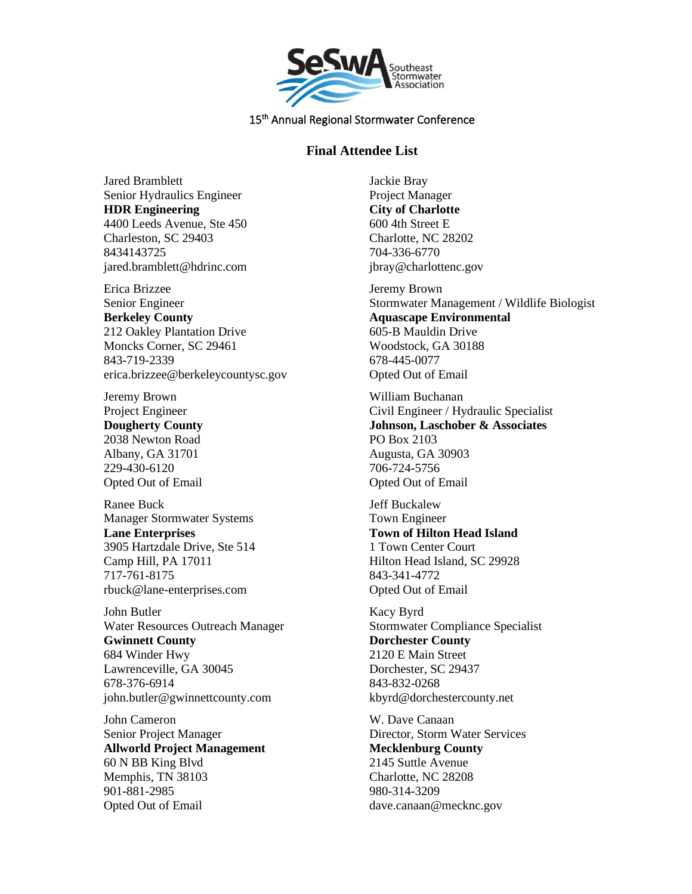15th Annual Regional Stormwater Conference

## Final Attendee List

Jared Bramblett
Senior Hydraulics Engineer
**HDR Engineering**
4400 Leeds Avenue, Ste 450
Charleston, SC 29403
8434143725
jared.bramblett@hdrinc.com

Erica Brizzee
Senior Engineer
**Berkeley County**
212 Oakley Plantation Drive
Moncks Corner, SC 29461
843-719-2339
erica.brizzee@berkeleycountysc.gov

Jeremy Brown
Project Engineer
**Dougherty County**
2038 Newton Road
Albany, GA 31701
229-430-6120
Opted Out of Email

Ranee Buck
Manager Stormwater Systems
**Lane Enterprises**
3905 Hartzdale Drive, Ste 514
Camp Hill, PA 17011
717-761-8175
rbuck@lane-enterprises.com

John Butler
Water Resources Outreach Manager
**Gwinnett County**
684 Winder Hwy
Lawrenceville, GA 30045
678-376-6914
john.butler@gwinnettcounty.com

John Cameron
Senior Project Manager
**Allworld Project Management**
60 N BB King Blvd
Memphis, TN 38103
901-881-2985
Opted Out of Email

Jackie Bray
Project Manager
**City of Charlotte**
600 4th Street E
Charlotte, NC 28202
704-336-6770
jbray@charlottenc.gov

Jeremy Brown
Stormwater Management / Wildlife Biologist
**Aquascape Environmental**
605-B Mauldin Drive
Woodstock, GA 30188
678-445-0077
Opted Out of Email

William Buchanan
Civil Engineer / Hydraulic Specialist
**Johnson, Laschober & Associates**
PO Box 2103
Augusta, GA 30903
706-724-5756
Opted Out of Email

Jeff Buckalew
Town Engineer
**Town of Hilton Head Island**
1 Town Center Court
Hilton Head Island, SC 29928
843-341-4772
Opted Out of Email

Kacy Byrd
Stormwater Compliance Specialist
**Dorchester County**
2120 E Main Street
Dorchester, SC 29437
843-832-0268
kbyrd@dorchestercounty.net

W. Dave Canaan
Director, Storm Water Services
**Mecklenburg County**
2145 Suttle Avenue
Charlotte, NC 28208
980-314-3209
dave.canaan@mecknc.gov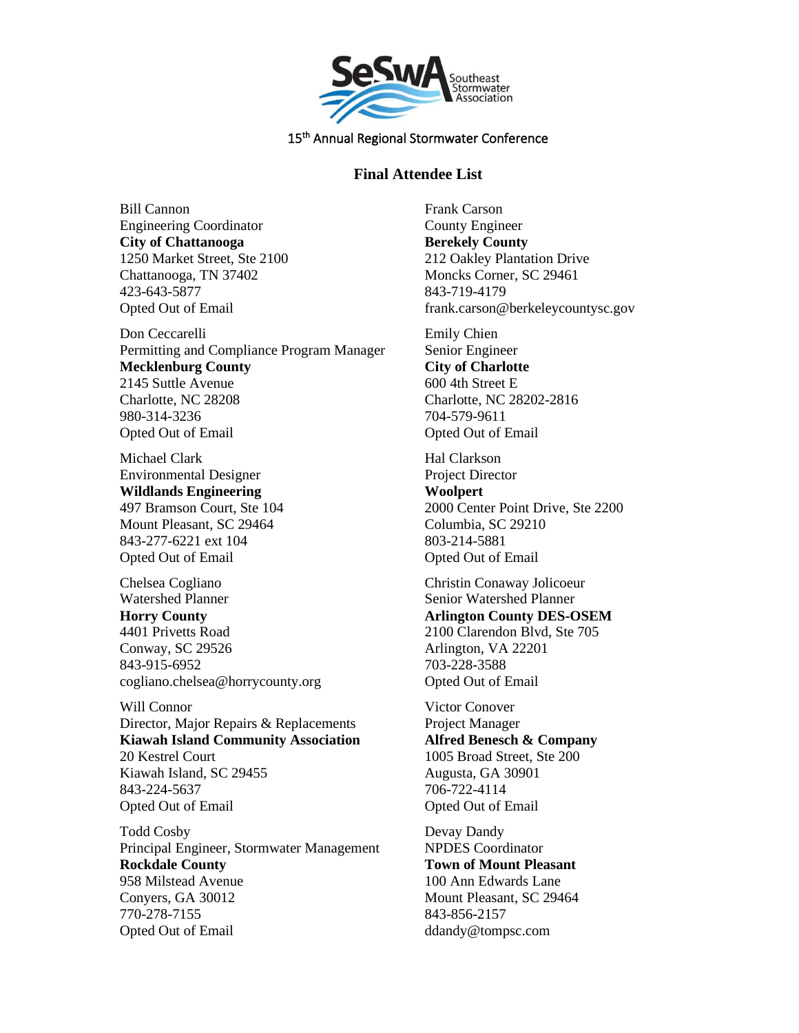SeSwA Southeast Stormwater Association

15th Annual Regional Stormwater Conference

## Final Attendee List

Bill Cannon
Engineering Coordinator
**City of Chattanooga**
1250 Market Street, Ste 2100
Chattanooga, TN 37402
423-643-5877
Opted Out of Email

Don Ceccarelli
Permitting and Compliance Program Manager
**Mecklenburg County**
2145 Suttle Avenue
Charlotte, NC 28208
980-314-3236
Opted Out of Email

Michael Clark
Environmental Designer
**Wildlands Engineering**
497 Bramson Court, Ste 104
Mount Pleasant, SC 29464
843-277-6221 ext 104
Opted Out of Email

Chelsea Cogliano
Watershed Planner
**Horry County**
4401 Privetts Road
Conway, SC 29526
843-915-6952
cogliano.chelsea@horrycounty.org

Will Connor
Director, Major Repairs & Replacements
**Kiawah Island Community Association**
20 Kestrel Court
Kiawah Island, SC 29455
843-224-5637
Opted Out of Email

Todd Cosby
Principal Engineer, Stormwater Management
**Rockdale County**
958 Milstead Avenue
Conyers, GA 30012
770-278-7155
Opted Out of Email

Frank Carson
County Engineer
**Berekely County**
212 Oakley Plantation Drive
Moncks Corner, SC 29461
843-719-4179
frank.carson@berkeleycountysc.gov

Emily Chien
Senior Engineer
**City of Charlotte**
600 4th Street E
Charlotte, NC 28202-2816
704-579-9611
Opted Out of Email

Hal Clarkson
Project Director
**Woolpert**
2000 Center Point Drive, Ste 2200
Columbia, SC 29210
803-214-5881
Opted Out of Email

Christin Conaway Jolicoeur
Senior Watershed Planner
**Arlington County DES-OSEM**
2100 Clarendon Blvd, Ste 705
Arlington, VA 22201
703-228-3588
Opted Out of Email

Victor Conover
Project Manager
**Alfred Benesch & Company**
1005 Broad Street, Ste 200
Augusta, GA 30901
706-722-4114
Opted Out of Email

Devay Dandy
NPDES Coordinator
**Town of Mount Pleasant**
100 Ann Edwards Lane
Mount Pleasant, SC 29464
843-856-2157
ddandy@tompsc.com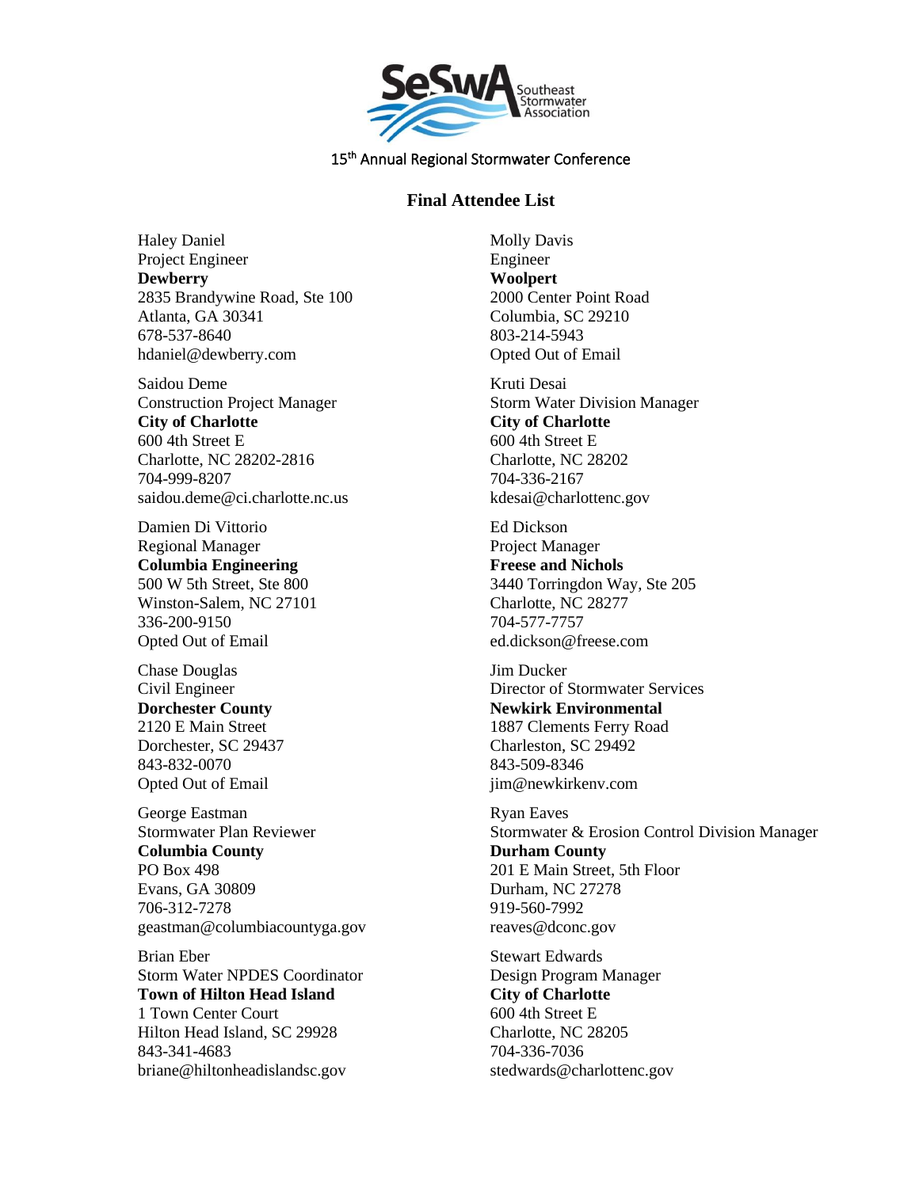15th Annual Regional Stormwater Conference

## Final Attendee List

Haley Daniel
Project Engineer
**Dewberry**
2835 Brandywine Road, Ste 100
Atlanta, GA 30341
678-537-8640
hdaniel@dewberry.com

Saidou Deme
Construction Project Manager
**City of Charlotte**
600 4th Street E
Charlotte, NC 28202-2816
704-999-8207
saidou.deme@ci.charlotte.nc.us

Damien Di Vittorio
Regional Manager
**Columbia Engineering**
500 W 5th Street, Ste 800
Winston-Salem, NC 27101
336-200-9150
Opted Out of Email

Chase Douglas
Civil Engineer
**Dorchester County**
2120 E Main Street
Dorchester, SC 29437
843-832-0070
Opted Out of Email

George Eastman
Stormwater Plan Reviewer
**Columbia County**
PO Box 498
Evans, GA 30809
706-312-7278
geastman@columbiacountyga.gov

Brian Eber
Storm Water NPDES Coordinator
**Town of Hilton Head Island**
1 Town Center Court
Hilton Head Island, SC 29928
843-341-4683
briane@hiltonheadislandsc.gov

Molly Davis
Engineer
**Woolpert**
2000 Center Point Road
Columbia, SC 29210
803-214-5943
Opted Out of Email

Kruti Desai
Storm Water Division Manager
**City of Charlotte**
600 4th Street E
Charlotte, NC 28202
704-336-2167
kdesai@charlottenc.gov

Ed Dickson
Project Manager
**Freese and Nichols**
3440 Torringdon Way, Ste 205
Charlotte, NC 28277
704-577-7757
ed.dickson@freese.com

Jim Ducker
Director of Stormwater Services
**Newkirk Environmental**
1887 Clements Ferry Road
Charleston, SC 29492
843-509-8346
jim@newkirkenv.com

Ryan Eaves
Stormwater & Erosion Control Division Manager
**Durham County**
201 E Main Street, 5th Floor
Durham, NC 27278
919-560-7992
reaves@dconc.gov

Stewart Edwards
Design Program Manager
**City of Charlotte**
600 4th Street E
Charlotte, NC 28205
704-336-7036
stedwards@charlottenc.gov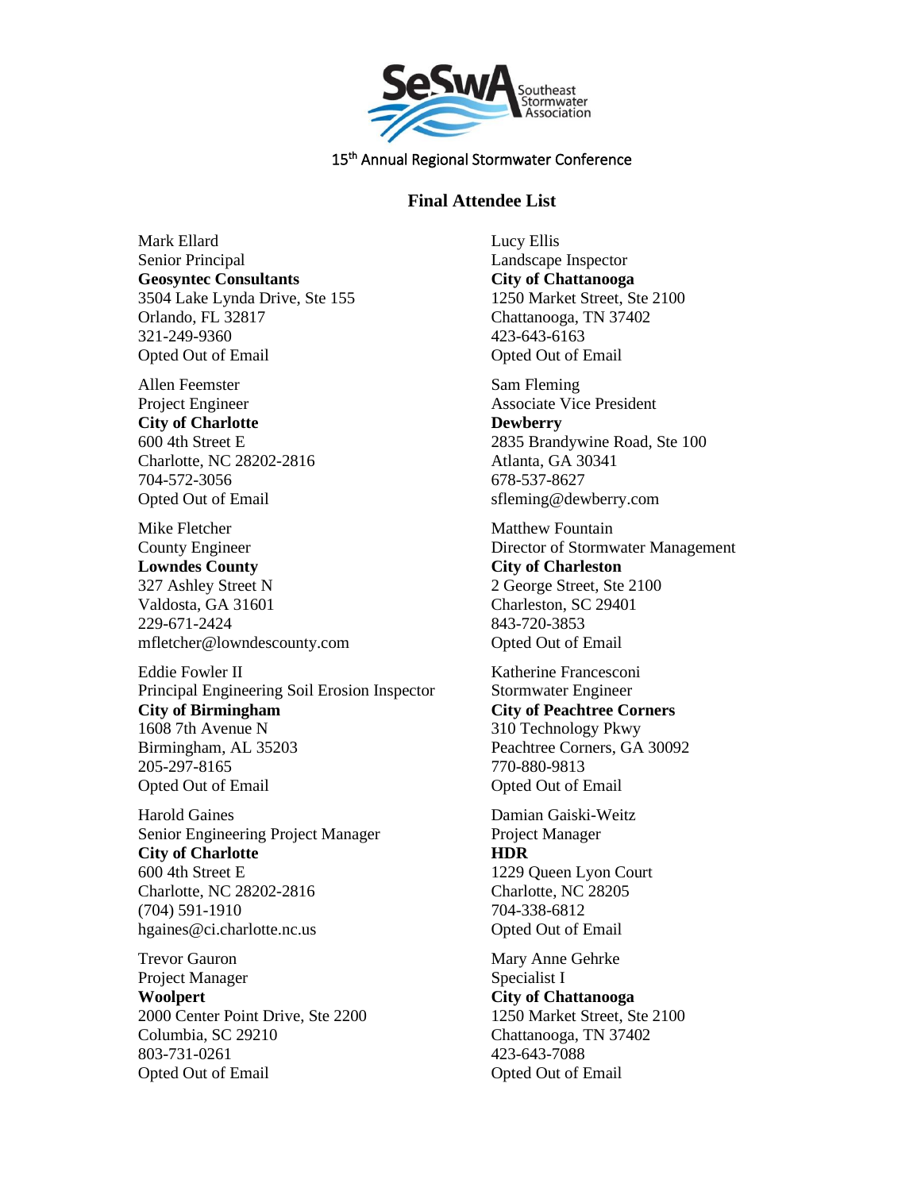Southeast Stormwater Association

15th Annual Regional Stormwater Conference

## Final Attendee List

Mark Ellard
Senior Principal
**Geosyntec Consultants**
3504 Lake Lynda Drive, Ste 155
Orlando, FL 32817
321-249-9360
Opted Out of Email

Allen Feemster
Project Engineer
**City of Charlotte**
600 4th Street E
Charlotte, NC 28202-2816
704-572-3056
Opted Out of Email

Mike Fletcher
County Engineer
**Lowndes County**
327 Ashley Street N
Valdosta, GA 31601
229-671-2424
mfletcher@lowndescounty.com

Eddie Fowler II
Principal Engineering Soil Erosion Inspector
**City of Birmingham**
1608 7th Avenue N
Birmingham, AL 35203
205-297-8165
Opted Out of Email

Harold Gaines
Senior Engineering Project Manager
**City of Charlotte**
600 4th Street E
Charlotte, NC 28202-2816
(704) 591-1910
hgaines@ci.charlotte.nc.us

Trevor Gauron
Project Manager
**Woolpert**
2000 Center Point Drive, Ste 2200
Columbia, SC 29210
803-731-0261
Opted Out of Email

Lucy Ellis
Landscape Inspector
**City of Chattanooga**
1250 Market Street, Ste 2100
Chattanooga, TN 37402
423-643-6163
Opted Out of Email

Sam Fleming
Associate Vice President
**Dewberry**
2835 Brandywine Road, Ste 100
Atlanta, GA 30341
678-537-8627
sfleming@dewberry.com

Matthew Fountain
Director of Stormwater Management
**City of Charleston**
2 George Street, Ste 2100
Charleston, SC 29401
843-720-3853
Opted Out of Email

Katherine Francesconi
Stormwater Engineer
**City of Peachtree Corners**
310 Technology Pkwy
Peachtree Corners, GA 30092
770-880-9813
Opted Out of Email

Damian Gaiski-Weitz
Project Manager
**HDR**
1229 Queen Lyon Court
Charlotte, NC 28205
704-338-6812
Opted Out of Email

Mary Anne Gehrke
Specialist I
**City of Chattanooga**
1250 Market Street, Ste 2100
Chattanooga, TN 37402
423-643-7088
Opted Out of Email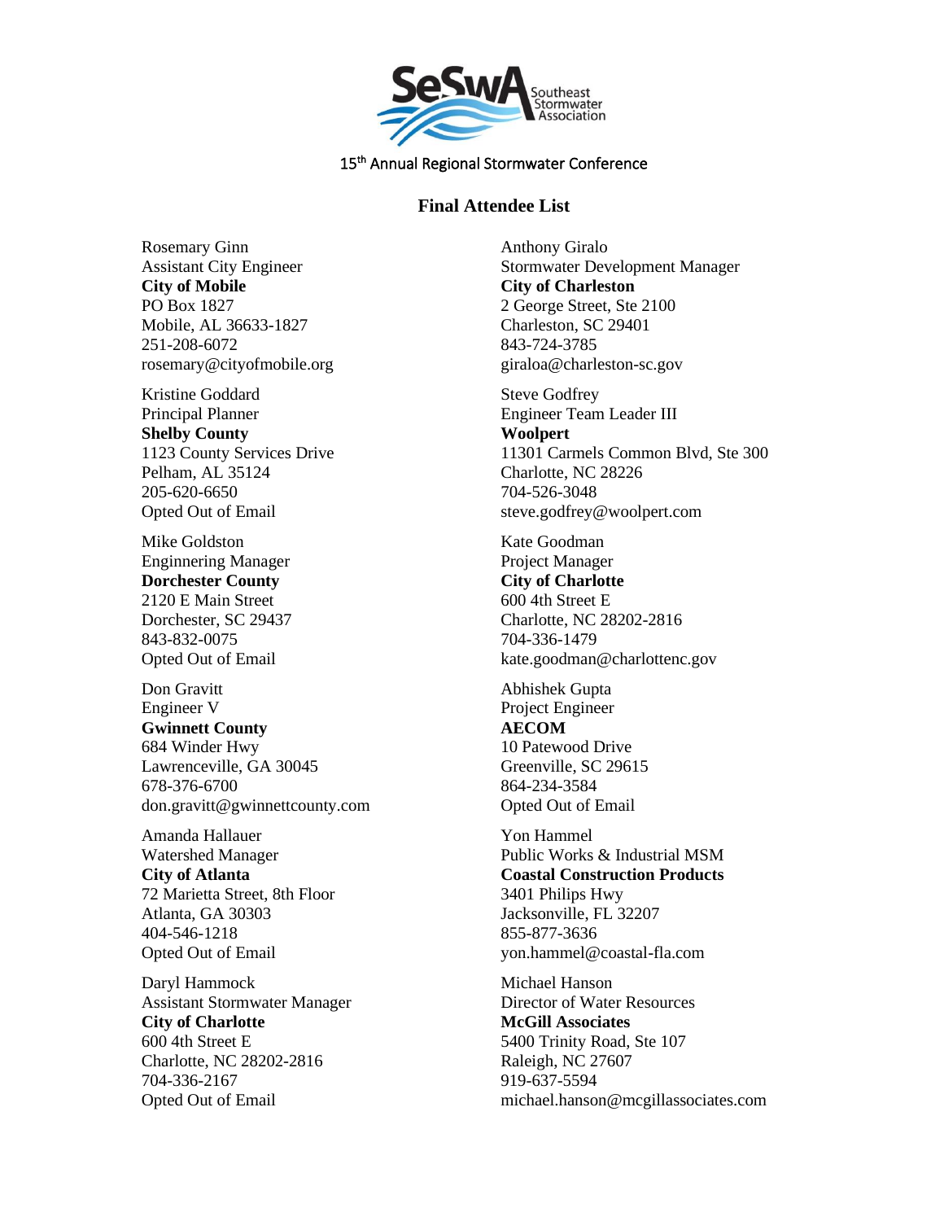15th Annual Regional Stormwater Conference

## Final Attendee List

Rosemary Ginn
Assistant City Engineer
**City of Mobile**
PO Box 1827
Mobile, AL 36633-1827
251-208-6072
rosemary@cityofmobile.org

Kristine Goddard
Principal Planner
**Shelby County**
1123 County Services Drive
Pelham, AL 35124
205-620-6650
Opted Out of Email

Mike Goldston
Enginnering Manager
**Dorchester County**
2120 E Main Street
Dorchester, SC 29437
843-832-0075
Opted Out of Email

Don Gravitt
Engineer V
**Gwinnett County**
684 Winder Hwy
Lawrenceville, GA 30045
678-376-6700
don.gravitt@gwinnettcounty.com

Amanda Hallauer
Watershed Manager
**City of Atlanta**
72 Marietta Street, 8th Floor
Atlanta, GA 30303
404-546-1218
Opted Out of Email

Daryl Hammock
Assistant Stormwater Manager
**City of Charlotte**
600 4th Street E
Charlotte, NC 28202-2816
704-336-2167
Opted Out of Email

Anthony Giralo
Stormwater Development Manager
**City of Charleston**
2 George Street, Ste 2100
Charleston, SC 29401
843-724-3785
giraloa@charleston-sc.gov

Steve Godfrey
Engineer Team Leader III
**Woolpert**
11301 Carmels Common Blvd, Ste 300
Charlotte, NC 28226
704-526-3048
steve.godfrey@woolpert.com

Kate Goodman
Project Manager
**City of Charlotte**
600 4th Street E
Charlotte, NC 28202-2816
704-336-1479
kate.goodman@charlottenc.gov

Abhishek Gupta
Project Engineer
**AECOM**
10 Patewood Drive
Greenville, SC 29615
864-234-3584
Opted Out of Email

Yon Hammel
Public Works & Industrial MSM
**Coastal Construction Products**
3401 Philips Hwy
Jacksonville, FL 32207
855-877-3636
yon.hammel@coastal-fla.com

Michael Hanson
Director of Water Resources
**McGill Associates**
5400 Trinity Road, Ste 107
Raleigh, NC 27607
919-637-5594
michael.hanson@mcgillassociates.com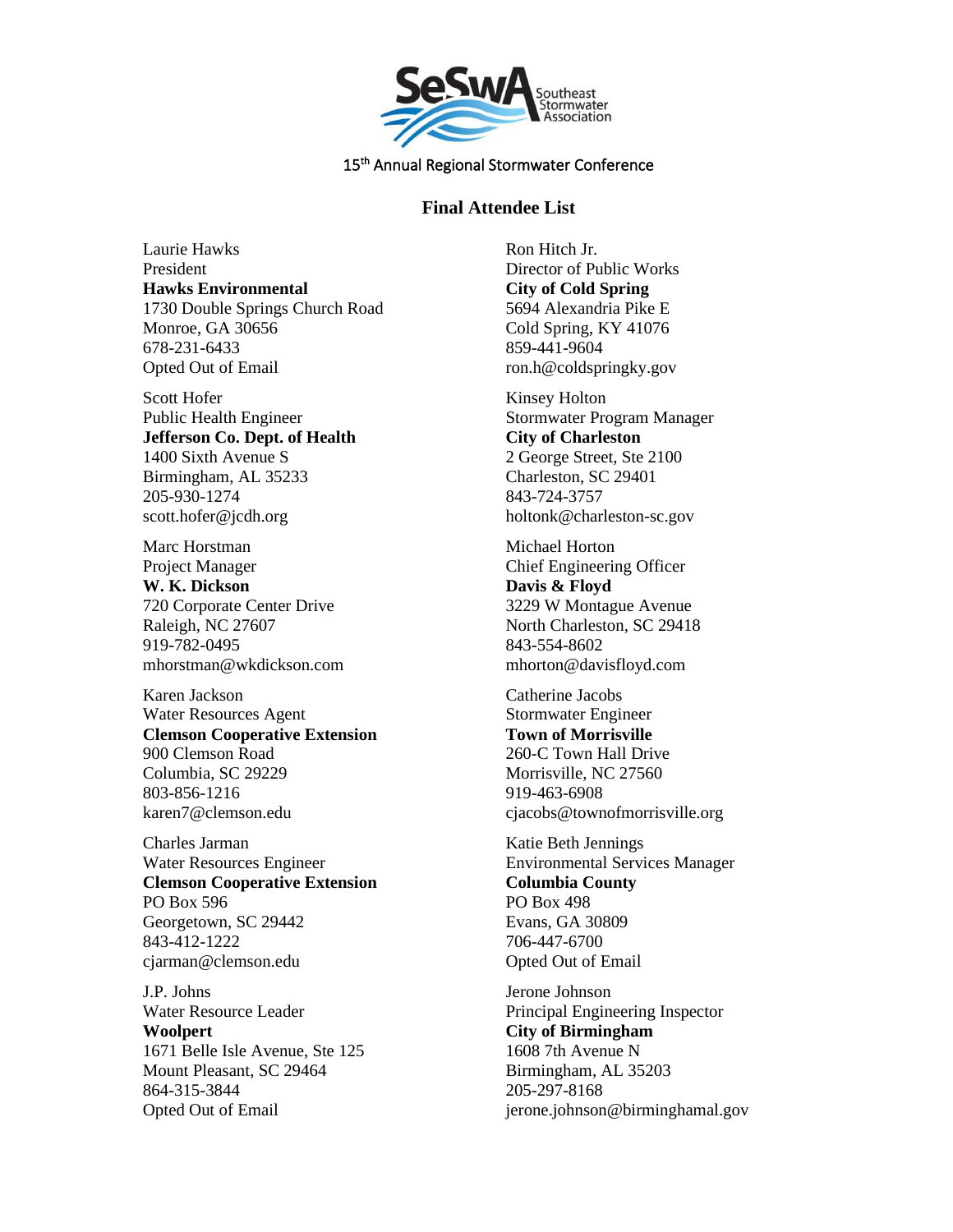SeSWA Southeast Stormwater Association

15th Annual Regional Stormwater Conference

## Final Attendee List

Laurie Hawks
President
**Hawks Environmental**
1730 Double Springs Church Road
Monroe, GA 30656
678-231-6433
Opted Out of Email

Scott Hofer
Public Health Engineer
**Jefferson Co. Dept. of Health**
1400 Sixth Avenue S
Birmingham, AL 35233
205-930-1274
scott.hofer@jcdh.org

Marc Horstman
Project Manager
**W. K. Dickson**
720 Corporate Center Drive
Raleigh, NC 27607
919-782-0495
mhorstman@wkdickson.com

Karen Jackson
Water Resources Agent
**Clemson Cooperative Extension**
900 Clemson Road
Columbia, SC 29229
803-856-1216
karen7@clemson.edu

Charles Jarman
Water Resources Engineer
**Clemson Cooperative Extension**
PO Box 596
Georgetown, SC 29442
843-412-1222
cjarman@clemson.edu

J.P. Johns
Water Resource Leader
**Woolpert**
1671 Belle Isle Avenue, Ste 125
Mount Pleasant, SC 29464
864-315-3844
Opted Out of Email

Ron Hitch Jr.
Director of Public Works
**City of Cold Spring**
5694 Alexandria Pike E
Cold Spring, KY 41076
859-441-9604
ron.h@coldspringky.gov

Kinsey Holton
Stormwater Program Manager
**City of Charleston**
2 George Street, Ste 2100
Charleston, SC 29401
843-724-3757
holtonk@charleston-sc.gov

Michael Horton
Chief Engineering Officer
**Davis & Floyd**
3229 W Montague Avenue
North Charleston, SC 29418
843-554-8602
mhorton@davisfloyd.com

Catherine Jacobs
Stormwater Engineer
**Town of Morrisville**
260-C Town Hall Drive
Morrisville, NC 27560
919-463-6908
cjacobs@townofmorrisville.org

Katie Beth Jennings
Environmental Services Manager
**Columbia County**
PO Box 498
Evans, GA 30809
706-447-6700
Opted Out of Email

Jerone Johnson
Principal Engineering Inspector
**City of Birmingham**
1608 7th Avenue N
Birmingham, AL 35203
205-297-8168
jerone.johnson@birminghamal.gov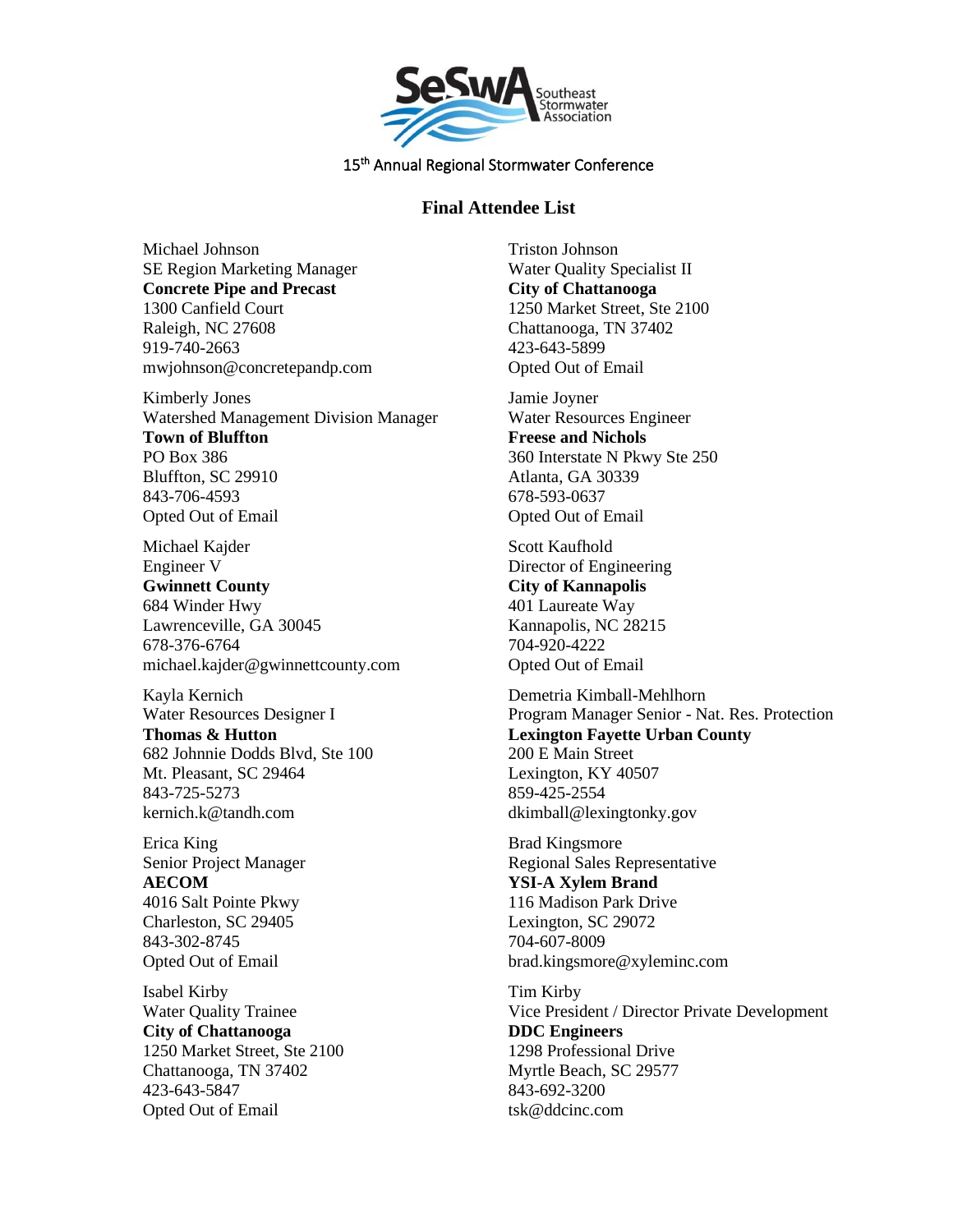15th Annual Regional Stormwater Conference

## Final Attendee List

Michael Johnson
SE Region Marketing Manager
**Concrete Pipe and Precast**
1300 Canfield Court
Raleigh, NC 27608
919-740-2663
mwjohnson@concretepandp.com

Kimberly Jones
Watershed Management Division Manager
**Town of Bluffton**
PO Box 386
Bluffton, SC 29910
843-706-4593
Opted Out of Email

Michael Kajder
Engineer V
**Gwinnett County**
684 Winder Hwy
Lawrenceville, GA 30045
678-376-6764
michael.kajder@gwinnettcounty.com

Kayla Kernich
Water Resources Designer I
**Thomas & Hutton**
682 Johnnie Dodds Blvd, Ste 100
Mt. Pleasant, SC 29464
843-725-5273
kernich.k@tandh.com

Erica King
Senior Project Manager
**AECOM**
4016 Salt Pointe Pkwy
Charleston, SC 29405
843-302-8745
Opted Out of Email

Isabel Kirby
Water Quality Trainee
**City of Chattanooga**
1250 Market Street, Ste 2100
Chattanooga, TN 37402
423-643-5847
Opted Out of Email

Triston Johnson
Water Quality Specialist II
**City of Chattanooga**
1250 Market Street, Ste 2100
Chattanooga, TN 37402
423-643-5899
Opted Out of Email

Jamie Joyner
Water Resources Engineer
**Freese and Nichols**
360 Interstate N Pkwy Ste 250
Atlanta, GA 30339
678-593-0637
Opted Out of Email

Scott Kaufhold
Director of Engineering
**City of Kannapolis**
401 Laureate Way
Kannapolis, NC 28215
704-920-4222
Opted Out of Email

Demetria Kimball-Mehlhorn
Program Manager Senior - Nat. Res. Protection
**Lexington Fayette Urban County**
200 E Main Street
Lexington, KY 40507
859-425-2554
dkimball@lexingtonky.gov

Brad Kingsmore
Regional Sales Representative
**YSI-A Xylem Brand**
116 Madison Park Drive
Lexington, SC 29072
704-607-8009
brad.kingsmore@xyleminc.com

Tim Kirby
Vice President / Director Private Development
**DDC Engineers**
1298 Professional Drive
Myrtle Beach, SC 29577
843-692-3200
tsk@ddcinc.com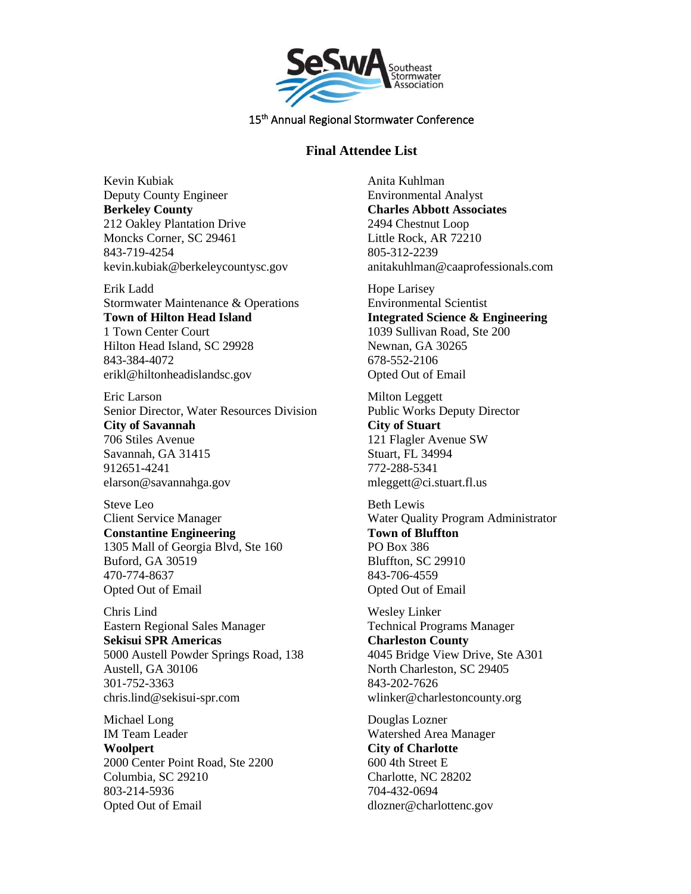15th Annual Regional Stormwater Conference

## Final Attendee List

Kevin Kubiak
Deputy County Engineer
**Berkeley County**
212 Oakley Plantation Drive
Moncks Corner, SC 29461
843-719-4254
kevin.kubiak@berkeleycountysc.gov

Erik Ladd
Stormwater Maintenance & Operations
**Town of Hilton Head Island**
1 Town Center Court
Hilton Head Island, SC 29928
843-384-4072
erikl@hiltonheadislandsc.gov

Eric Larson
Senior Director, Water Resources Division
**City of Savannah**
706 Stiles Avenue
Savannah, GA 31415
912651-4241
elarson@savannahga.gov

Steve Leo
Client Service Manager
**Constantine Engineering**
1305 Mall of Georgia Blvd, Ste 160
Buford, GA 30519
470-774-8637
Opted Out of Email

Chris Lind
Eastern Regional Sales Manager
**Sekisui SPR Americas**
5000 Austell Powder Springs Road, 138
Austell, GA 30106
301-752-3363
chris.lind@sekisui-spr.com

Michael Long
IM Team Leader
**Woolpert**
2000 Center Point Road, Ste 2200
Columbia, SC 29210
803-214-5936
Opted Out of Email

Anita Kuhlman
Environmental Analyst
**Charles Abbott Associates**
2494 Chestnut Loop
Little Rock, AR 72210
805-312-2239
anitakuhlman@caaprofessionals.com

Hope Larisey
Environmental Scientist
**Integrated Science & Engineering**
1039 Sullivan Road, Ste 200
Newnan, GA 30265
678-552-2106
Opted Out of Email

Milton Leggett
Public Works Deputy Director
**City of Stuart**
121 Flagler Avenue SW
Stuart, FL 34994
772-288-5341
mleggett@ci.stuart.fl.us

Beth Lewis
Water Quality Program Administrator
**Town of Bluffton**
PO Box 386
Bluffton, SC 29910
843-706-4559
Opted Out of Email

Wesley Linker
Technical Programs Manager
**Charleston County**
4045 Bridge View Drive, Ste A301
North Charleston, SC 29405
843-202-7626
wlinker@charlestoncounty.org

Douglas Lozner
Watershed Area Manager
**City of Charlotte**
600 4th Street E
Charlotte, NC 28202
704-432-0694
dlozner@charlottenc.gov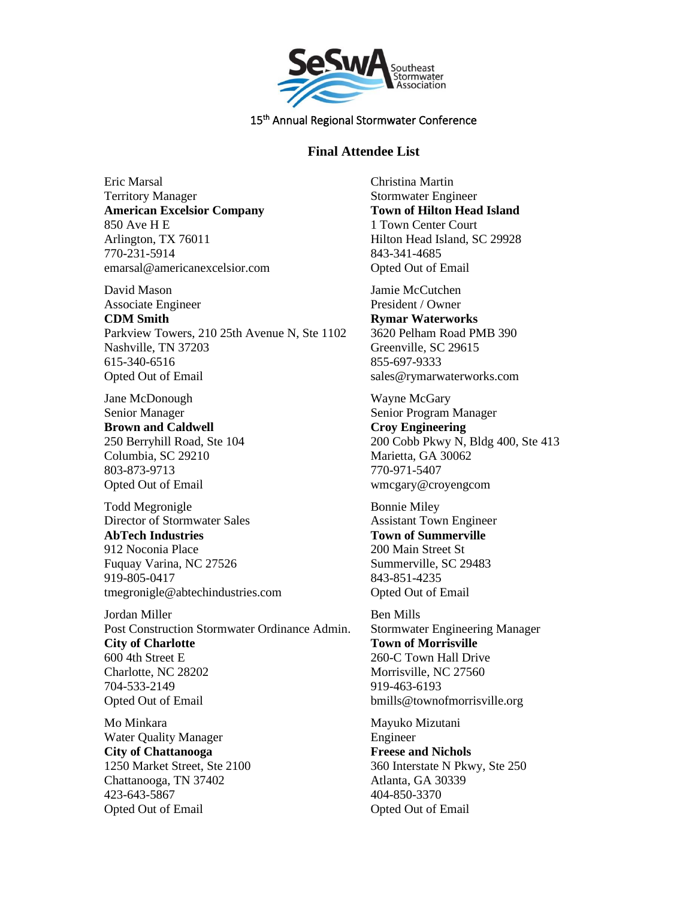15th Annual Regional Stormwater Conference

## Final Attendee List

Eric Marsal
Territory Manager
**American Excelsior Company**
850 Ave H E
Arlington, TX 76011
770-231-5914
emarsal@americanexcelsior.com

David Mason
Associate Engineer
**CDM Smith**
Parkview Towers, 210 25th Avenue N, Ste 1102
Nashville, TN 37203
615-340-6516
Opted Out of Email

Jane McDonough
Senior Manager
**Brown and Caldwell**
250 Berryhill Road, Ste 104
Columbia, SC 29210
803-873-9713
Opted Out of Email

Todd Megronigle
Director of Stormwater Sales
**AbTech Industries**
912 Noconia Place
Fuquay Varina, NC 27526
919-805-0417
tmegronigle@abtechindustries.com

Jordan Miller
Post Construction Stormwater Ordinance Admin.
**City of Charlotte**
600 4th Street E
Charlotte, NC 28202
704-533-2149
Opted Out of Email

Mo Minkara
Water Quality Manager
**City of Chattanooga**
1250 Market Street, Ste 2100
Chattanooga, TN 37402
423-643-5867
Opted Out of Email

Christina Martin
Stormwater Engineer
**Town of Hilton Head Island**
1 Town Center Court
Hilton Head Island, SC 29928
843-341-4685
Opted Out of Email

Jamie McCutchen
President / Owner
**Rymar Waterworks**
3620 Pelham Road PMB 390
Greenville, SC 29615
855-697-9333
sales@rymarwaterworks.com

Wayne McGary
Senior Program Manager
**Croy Engineering**
200 Cobb Pkwy N, Bldg 400, Ste 413
Marietta, GA 30062
770-971-5407
wmcgary@croyengcom

Bonnie Miley
Assistant Town Engineer
**Town of Summerville**
200 Main Street St
Summerville, SC 29483
843-851-4235
Opted Out of Email

Ben Mills
Stormwater Engineering Manager
**Town of Morrisville**
260-C Town Hall Drive
Morrisville, NC 27560
919-463-6193
bmills@townofmorrisville.org

Mayuko Mizutani
Engineer
**Freese and Nichols**
360 Interstate N Pkwy, Ste 250
Atlanta, GA 30339
404-850-3370
Opted Out of Email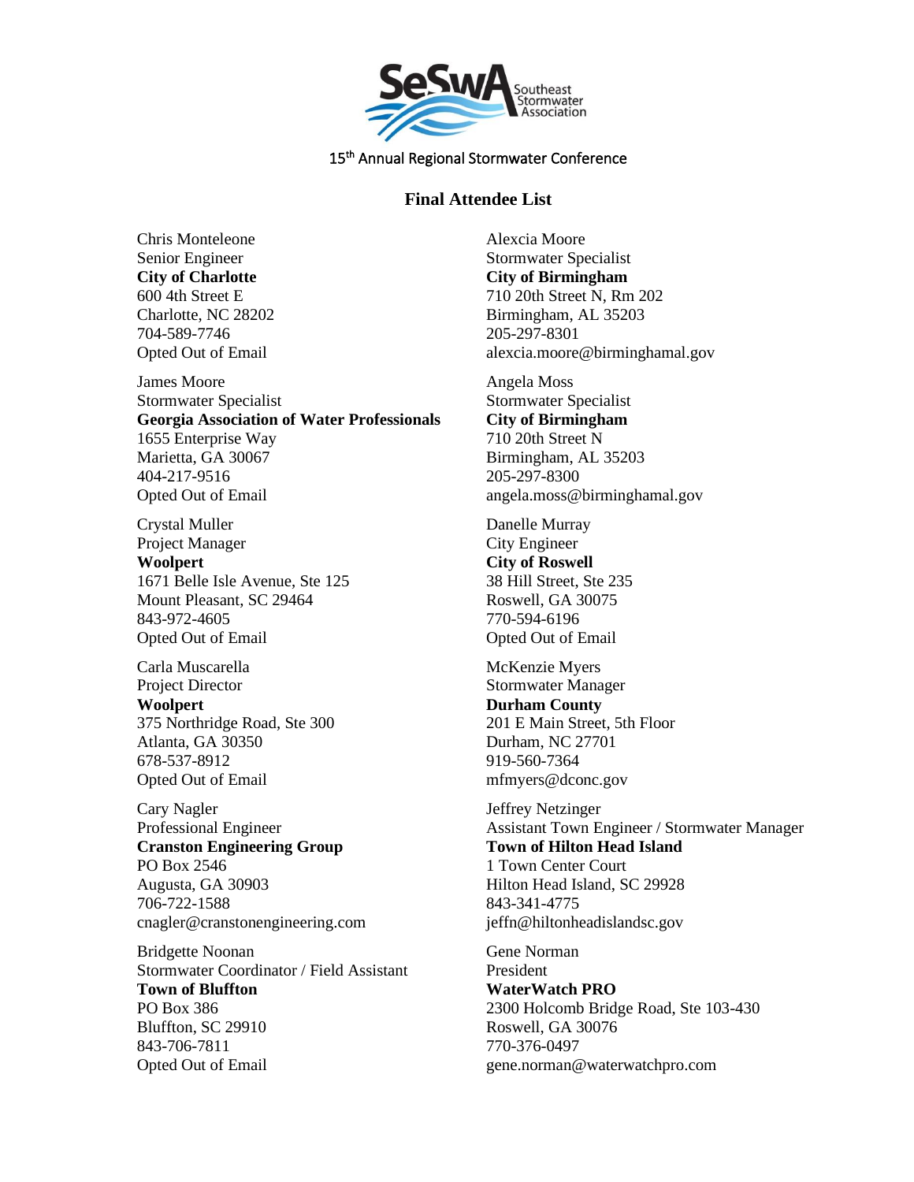SeSwA Southeast Stormwater Association

15th Annual Regional Stormwater Conference

## Final Attendee List

Chris Monteleone
Senior Engineer
**City of Charlotte**
600 4th Street E
Charlotte, NC 28202
704-589-7746
Opted Out of Email

James Moore
Stormwater Specialist
**Georgia Association of Water Professionals**
1655 Enterprise Way
Marietta, GA 30067
404-217-9516
Opted Out of Email

Crystal Muller
Project Manager
**Woolpert**
1671 Belle Isle Avenue, Ste 125
Mount Pleasant, SC 29464
843-972-4605
Opted Out of Email

Carla Muscarella
Project Director
**Woolpert**
375 Northridge Road, Ste 300
Atlanta, GA 30350
678-537-8912
Opted Out of Email

Cary Nagler
Professional Engineer
**Cranston Engineering Group**
PO Box 2546
Augusta, GA 30903
706-722-1588
cnagler@cranstonengineering.com

Bridgette Noonan
Stormwater Coordinator / Field Assistant
**Town of Bluffton**
PO Box 386
Bluffton, SC 29910
843-706-7811
Opted Out of Email

Alexcia Moore
Stormwater Specialist
**City of Birmingham**
710 20th Street N, Rm 202
Birmingham, AL 35203
205-297-8301
alexcia.moore@birminghamal.gov

Angela Moss
Stormwater Specialist
**City of Birmingham**
710 20th Street N
Birmingham, AL 35203
205-297-8300
angela.moss@birminghamal.gov

Danelle Murray
City Engineer
**City of Roswell**
38 Hill Street, Ste 235
Roswell, GA 30075
770-594-6196
Opted Out of Email

McKenzie Myers
Stormwater Manager
**Durham County**
201 E Main Street, 5th Floor
Durham, NC 27701
919-560-7364
mfmyers@dconc.gov

Jeffrey Netzinger
Assistant Town Engineer / Stormwater Manager
**Town of Hilton Head Island**
1 Town Center Court
Hilton Head Island, SC 29928
843-341-4775
jeffn@hiltonheadislandsc.gov

Gene Norman
President
**WaterWatch PRO**
2300 Holcomb Bridge Road, Ste 103-430
Roswell, GA 30076
770-376-0497
gene.norman@waterwatchpro.com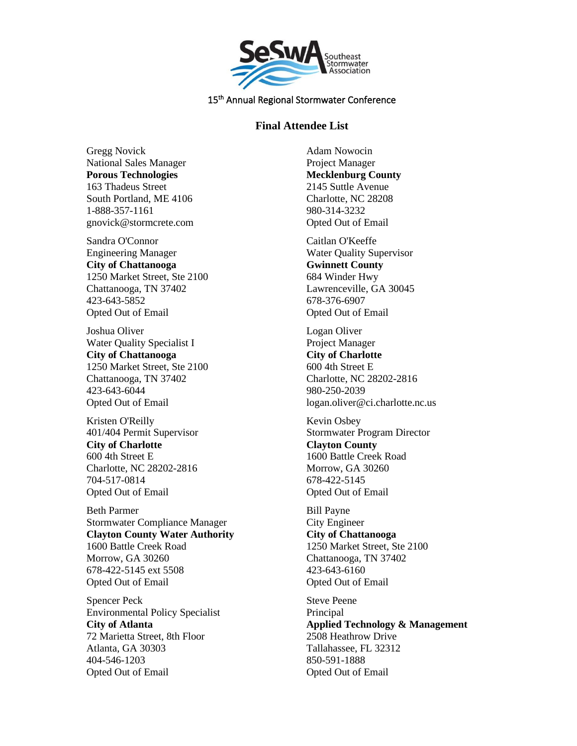SeSwA Southeast Stormwater Association

15th Annual Regional Stormwater Conference

## Final Attendee List

Gregg Novick
National Sales Manager
**Porous Technologies**
163 Thadeus Street
South Portland, ME 4106
1-888-357-1161
gnovick@stormcrete.com

Adam Nowocin
Project Manager
**Mecklenburg County**
2145 Suttle Avenue
Charlotte, NC 28208
980-314-3232
Opted Out of Email

Sandra O'Connor
Engineering Manager
**City of Chattanooga**
1250 Market Street, Ste 2100
Chattanooga, TN 37402
423-643-5852
Opted Out of Email

Caitlan O'Keeffe
Water Quality Supervisor
**Gwinnett County**
684 Winder Hwy
Lawrenceville, GA 30045
678-376-6907
Opted Out of Email

Joshua Oliver
Water Quality Specialist I
**City of Chattanooga**
1250 Market Street, Ste 2100
Chattanooga, TN 37402
423-643-6044
Opted Out of Email

Logan Oliver
Project Manager
**City of Charlotte**
600 4th Street E
Charlotte, NC 28202-2816
980-250-2039
logan.oliver@ci.charlotte.nc.us

Kristen O'Reilly
401/404 Permit Supervisor
**City of Charlotte**
600 4th Street E
Charlotte, NC 28202-2816
704-517-0814
Opted Out of Email

Kevin Osbey
Stormwater Program Director
**Clayton County**
1600 Battle Creek Road
Morrow, GA 30260
678-422-5145
Opted Out of Email

Beth Parmer
Stormwater Compliance Manager
**Clayton County Water Authority**
1600 Battle Creek Road
Morrow, GA 30260
678-422-5145 ext 5508
Opted Out of Email

Bill Payne
City Engineer
**City of Chattanooga**
1250 Market Street, Ste 2100
Chattanooga, TN 37402
423-643-6160
Opted Out of Email

Spencer Peck
Environmental Policy Specialist
**City of Atlanta**
72 Marietta Street, 8th Floor
Atlanta, GA 30303
404-546-1203
Opted Out of Email

Steve Peene
Principal
**Applied Technology & Management**
2508 Heathrow Drive
Tallahassee, FL 32312
850-591-1888
Opted Out of Email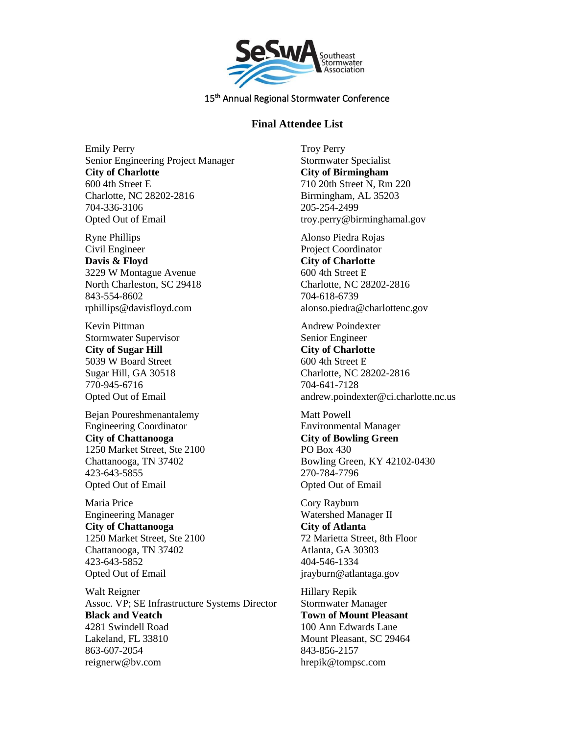SeSwA Southeast Stormwater Association

15th Annual Regional Stormwater Conference

## Final Attendee List

Emily Perry
Senior Engineering Project Manager
**City of Charlotte**
600 4th Street E
Charlotte, NC 28202-2816
704-336-3106
Opted Out of Email

Ryne Phillips
Civil Engineer
**Davis & Floyd**
3229 W Montague Avenue
North Charleston, SC 29418
843-554-8602
rphillips@davisfloyd.com

Kevin Pittman
Stormwater Supervisor
**City of Sugar Hill**
5039 W Board Street
Sugar Hill, GA 30518
770-945-6716
Opted Out of Email

Bejan Poureshmenantalemy
Engineering Coordinator
**City of Chattanooga**
1250 Market Street, Ste 2100
Chattanooga, TN 37402
423-643-5855
Opted Out of Email

Maria Price
Engineering Manager
**City of Chattanooga**
1250 Market Street, Ste 2100
Chattanooga, TN 37402
423-643-5852
Opted Out of Email

Walt Reigner
Assoc. VP; SE Infrastructure Systems Director
**Black and Veatch**
4281 Swindell Road
Lakeland, FL 33810
863-607-2054
reignerw@bv.com

Troy Perry
Stormwater Specialist
**City of Birmingham**
710 20th Street N, Rm 220
Birmingham, AL 35203
205-254-2499
troy.perry@birminghamal.gov

Alonso Piedra Rojas
Project Coordinator
**City of Charlotte**
600 4th Street E
Charlotte, NC 28202-2816
704-618-6739
alonso.piedra@charlottenc.gov

Andrew Poindexter
Senior Engineer
**City of Charlotte**
600 4th Street E
Charlotte, NC 28202-2816
704-641-7128
andrew.poindexter@ci.charlotte.nc.us

Matt Powell
Environmental Manager
**City of Bowling Green**
PO Box 430
Bowling Green, KY 42102-0430
270-784-7796
Opted Out of Email

Cory Rayburn
Watershed Manager II
**City of Atlanta**
72 Marietta Street, 8th Floor
Atlanta, GA 30303
404-546-1334
jrayburn@atlantaga.gov

Hillary Repik
Stormwater Manager
**Town of Mount Pleasant**
100 Ann Edwards Lane
Mount Pleasant, SC 29464
843-856-2157
hrepik@tompsc.com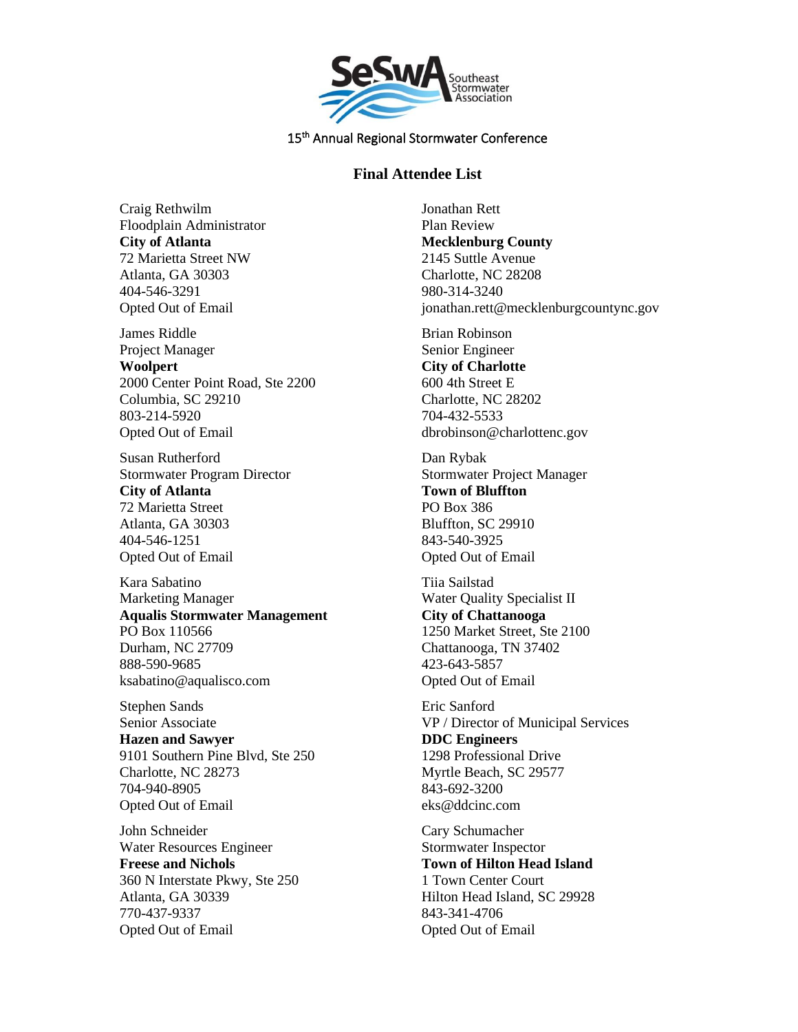15th Annual Regional Stormwater Conference

## Final Attendee List

Craig Rethwilm
Floodplain Administrator
**City of Atlanta**
72 Marietta Street NW
Atlanta, GA 30303
404-546-3291
Opted Out of Email

James Riddle
Project Manager
**Woolpert**
2000 Center Point Road, Ste 2200
Columbia, SC 29210
803-214-5920
Opted Out of Email

Susan Rutherford
Stormwater Program Director
**City of Atlanta**
72 Marietta Street
Atlanta, GA 30303
404-546-1251
Opted Out of Email

Kara Sabatino
Marketing Manager
**Aqualis Stormwater Management**
PO Box 110566
Durham, NC 27709
888-590-9685
ksabatino@aqualisco.com

Stephen Sands
Senior Associate
**Hazen and Sawyer**
9101 Southern Pine Blvd, Ste 250
Charlotte, NC 28273
704-940-8905
Opted Out of Email

John Schneider
Water Resources Engineer
**Freese and Nichols**
360 N Interstate Pkwy, Ste 250
Atlanta, GA 30339
770-437-9337
Opted Out of Email

Jonathan Rett
Plan Review
**Mecklenburg County**
2145 Suttle Avenue
Charlotte, NC 28208
980-314-3240
jonathan.rett@mecklenburgcountync.gov

Brian Robinson
Senior Engineer
**City of Charlotte**
600 4th Street E
Charlotte, NC 28202
704-432-5533
dbrobinson@charlottenc.gov

Dan Rybak
Stormwater Project Manager
**Town of Bluffton**
PO Box 386
Bluffton, SC 29910
843-540-3925
Opted Out of Email

Tiia Sailstad
Water Quality Specialist II
**City of Chattanooga**
1250 Market Street, Ste 2100
Chattanooga, TN 37402
423-643-5857
Opted Out of Email

Eric Sanford
VP / Director of Municipal Services
**DDC Engineers**
1298 Professional Drive
Myrtle Beach, SC 29577
843-692-3200
eks@ddcinc.com

Cary Schumacher
Stormwater Inspector
**Town of Hilton Head Island**
1 Town Center Court
Hilton Head Island, SC 29928
843-341-4706
Opted Out of Email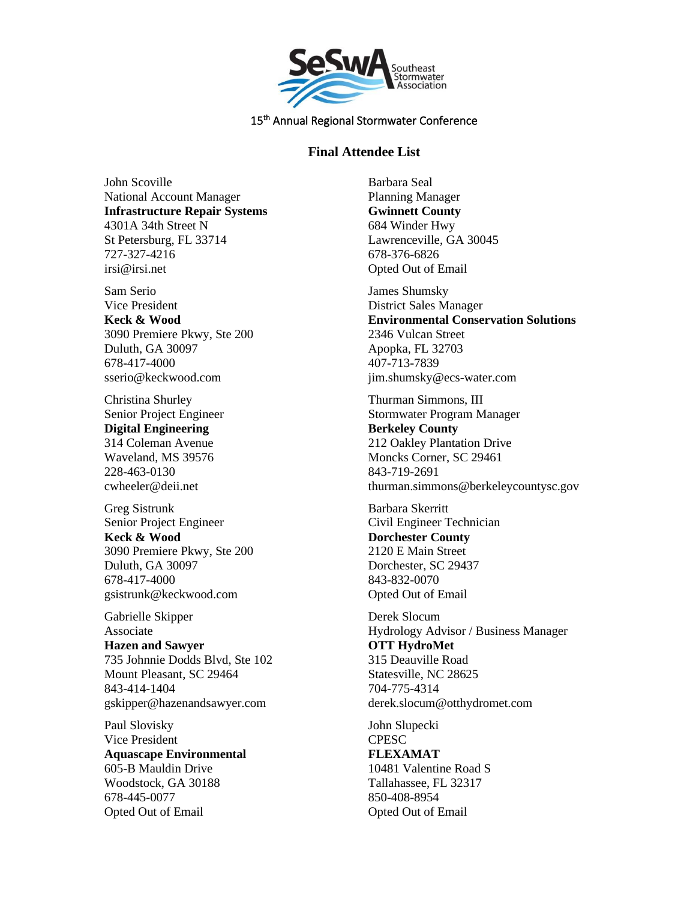SeSwA Southeast Stormwater Association

15th Annual Regional Stormwater Conference

## Final Attendee List

John Scoville
National Account Manager
**Infrastructure Repair Systems**
4301A 34th Street N
St Petersburg, FL 33714
727-327-4216
irsi@irsi.net

Sam Serio
Vice President
**Keck & Wood**
3090 Premiere Pkwy, Ste 200
Duluth, GA 30097
678-417-4000
sserio@keckwood.com

Christina Shurley
Senior Project Engineer
**Digital Engineering**
314 Coleman Avenue
Waveland, MS 39576
228-463-0130
cwheeler@deii.net

Greg Sistrunk
Senior Project Engineer
**Keck & Wood**
3090 Premiere Pkwy, Ste 200
Duluth, GA 30097
678-417-4000
gsistrunk@keckwood.com

Gabrielle Skipper
Associate
**Hazen and Sawyer**
735 Johnnie Dodds Blvd, Ste 102
Mount Pleasant, SC 29464
843-414-1404
gskipper@hazenandsawyer.com

Paul Slovisky
Vice President
**Aquascape Environmental**
605-B Mauldin Drive
Woodstock, GA 30188
678-445-0077
Opted Out of Email

Barbara Seal
Planning Manager
**Gwinnett County**
684 Winder Hwy
Lawrenceville, GA 30045
678-376-6826
Opted Out of Email

James Shumsky
District Sales Manager
**Environmental Conservation Solutions**
2346 Vulcan Street
Apopka, FL 32703
407-713-7839
jim.shumsky@ecs-water.com

Thurman Simmons, III
Stormwater Program Manager
**Berkeley County**
212 Oakley Plantation Drive
Moncks Corner, SC 29461
843-719-2691
thurman.simmons@berkeleycountysc.gov

Barbara Skerritt
Civil Engineer Technician
**Dorchester County**
2120 E Main Street
Dorchester, SC 29437
843-832-0070
Opted Out of Email

Derek Slocum
Hydrology Advisor / Business Manager
**OTT HydroMet**
315 Deauville Road
Statesville, NC 28625
704-775-4314
derek.slocum@otthydromet.com

John Slupecki
CPESC
**FLEXAMAT**
10481 Valentine Road S
Tallahassee, FL 32317
850-408-8954
Opted Out of Email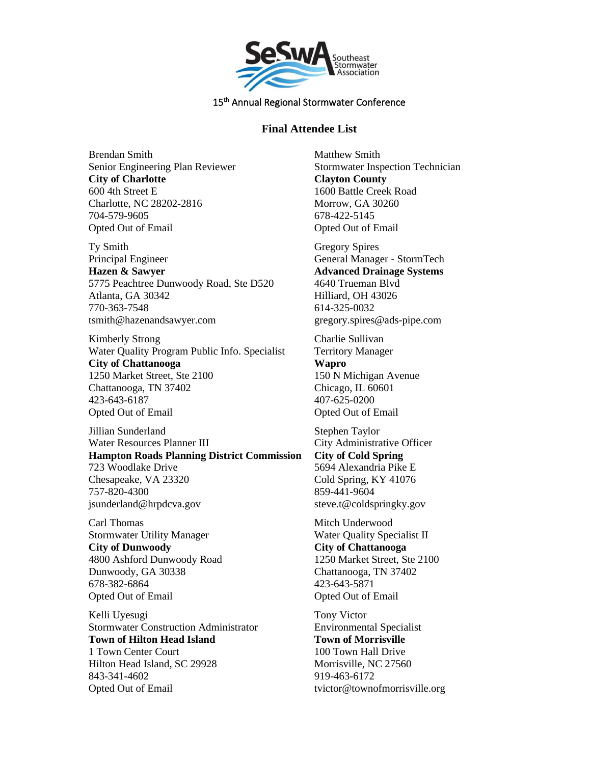Southeast Stormwater Association

15th Annual Regional Stormwater Conference

## Final Attendee List

Brendan Smith
Senior Engineering Plan Reviewer
**City of Charlotte**
600 4th Street E
Charlotte, NC 28202-2816
704-579-9605
Opted Out of Email

Ty Smith
Principal Engineer
**Hazen & Sawyer**
5775 Peachtree Dunwoody Road, Ste D520
Atlanta, GA 30342
770-363-7548
tsmith@hazenandsawyer.com

Kimberly Strong
Water Quality Program Public Info. Specialist
**City of Chattanooga**
1250 Market Street, Ste 2100
Chattanooga, TN 37402
423-643-6187
Opted Out of Email

Jillian Sunderland
Water Resources Planner III
**Hampton Roads Planning District Commission**
723 Woodlake Drive
Chesapeake, VA 23320
757-820-4300
jsunderland@hrpdcva.gov

Carl Thomas
Stormwater Utility Manager
**City of Dunwoody**
4800 Ashford Dunwoody Road
Dunwoody, GA 30338
678-382-6864
Opted Out of Email

Kelli Uyesugi
Stormwater Construction Administrator
**Town of Hilton Head Island**
1 Town Center Court
Hilton Head Island, SC 29928
843-341-4602
Opted Out of Email

Matthew Smith
Stormwater Inspection Technician
**Clayton County**
1600 Battle Creek Road
Morrow, GA 30260
678-422-5145
Opted Out of Email

Gregory Spires
General Manager - StormTech
**Advanced Drainage Systems**
4640 Trueman Blvd
Hilliard, OH 43026
614-325-0032
gregory.spires@ads-pipe.com

Charlie Sullivan
Territory Manager
**Wapro**
150 N Michigan Avenue
Chicago, IL 60601
407-625-0200
Opted Out of Email

Stephen Taylor
City Administrative Officer
**City of Cold Spring**
5694 Alexandria Pike E
Cold Spring, KY 41076
859-441-9604
steve.t@coldspringky.gov

Mitch Underwood
Water Quality Specialist II
**City of Chattanooga**
1250 Market Street, Ste 2100
Chattanooga, TN 37402
423-643-5871
Opted Out of Email

Tony Victor
Environmental Specialist
**Town of Morrisville**
100 Town Hall Drive
Morrisville, NC 27560
919-463-6172
tvictor@townofmorrisville.org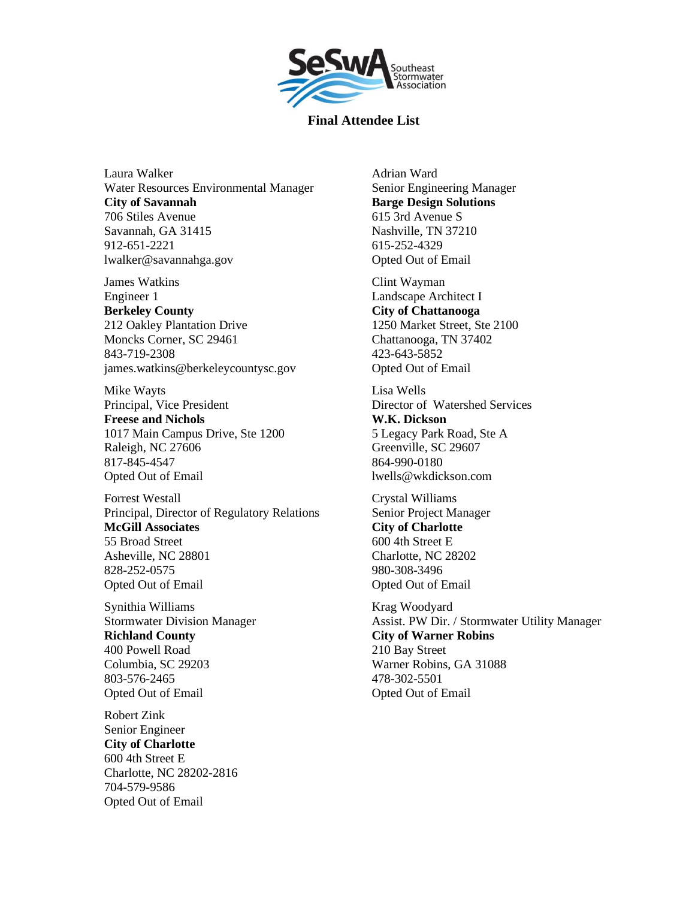Southeast Stormwater Association

## Final Attendee List

Laura Walker
Water Resources Environmental Manager
**City of Savannah**
706 Stiles Avenue
Savannah, GA 31415
912-651-2221
lwalker@savannahga.gov

James Watkins
Engineer 1
**Berkeley County**
212 Oakley Plantation Drive
Moncks Corner, SC 29461
843-719-2308
james.watkins@berkeleycountysc.gov

Mike Wayts
Principal, Vice President
**Freese and Nichols**
1017 Main Campus Drive, Ste 1200
Raleigh, NC 27606
817-845-4547
Opted Out of Email

Forrest Westall
Principal, Director of Regulatory Relations
**McGill Associates**
55 Broad Street
Asheville, NC 28801
828-252-0575
Opted Out of Email

Synithia Williams
Stormwater Division Manager
**Richland County**
400 Powell Road
Columbia, SC 29203
803-576-2465
Opted Out of Email

Robert Zink
Senior Engineer
**City of Charlotte**
600 4th Street E
Charlotte, NC 28202-2816
704-579-9586
Opted Out of Email

Adrian Ward
Senior Engineering Manager
**Barge Design Solutions**
615 3rd Avenue S
Nashville, TN 37210
615-252-4329
Opted Out of Email

Clint Wayman
Landscape Architect I
**City of Chattanooga**
1250 Market Street, Ste 2100
Chattanooga, TN 37402
423-643-5852
Opted Out of Email

Lisa Wells
Director of Watershed Services
**W.K. Dickson**
5 Legacy Park Road, Ste A
Greenville, SC 29607
864-990-0180
lwells@wkdickson.com

Crystal Williams
Senior Project Manager
**City of Charlotte**
600 4th Street E
Charlotte, NC 28202
980-308-3496
Opted Out of Email

Krag Woodyard
Assist. PW Dir. / Stormwater Utility Manager
**City of Warner Robins**
210 Bay Street
Warner Robins, GA 31088
478-302-5501
Opted Out of Email